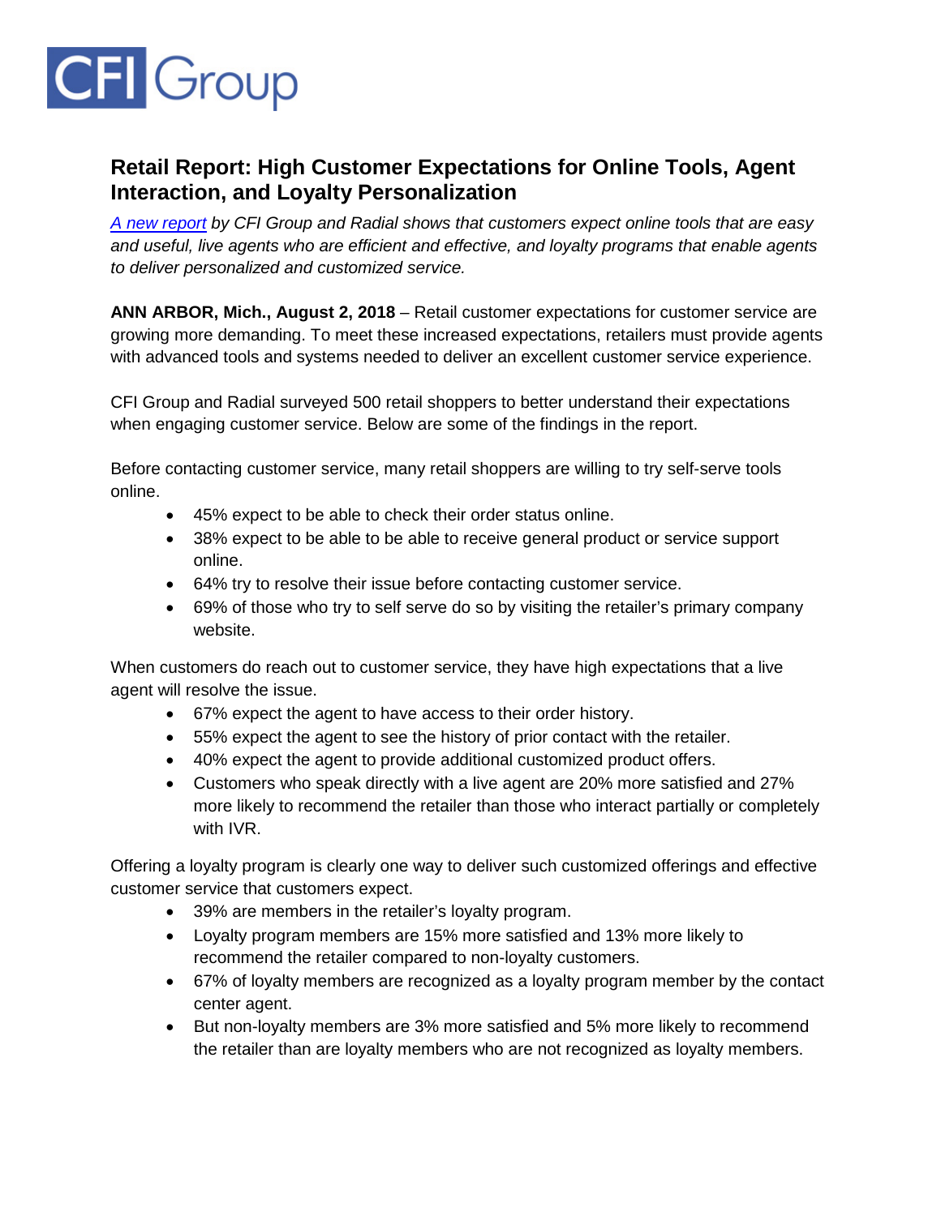CFI Group

# Retail Report: High Customer Expectations for Online Tools, Agent Interaction, and Loyalty Personalization

*A new report by CFI Group and Radial shows that customers expect online tools that are easy and useful, live agents who are efficient and effective, and loyalty programs that enable agents to deliver personalized and customized service.*

**ANN ARBOR, Mich., August 2, 2018** – Retail customer expectations for customer service are growing more demanding. To meet these increased expectations, retailers must provide agents with advanced tools and systems needed to deliver an excellent customer service experience.

CFI Group and Radial surveyed 500 retail shoppers to better understand their expectations when engaging customer service. Below are some of the findings in the report.

Before contacting customer service, many retail shoppers are willing to try self-serve tools online.

- 45% expect to be able to check their order status online.
- 38% expect to be able to be able to receive general product or service support online.
- 64% try to resolve their issue before contacting customer service.
- 69% of those who try to self serve do so by visiting the retailer's primary company website.

When customers do reach out to customer service, they have high expectations that a live agent will resolve the issue.

- 67% expect the agent to have access to their order history.
- 55% expect the agent to see the history of prior contact with the retailer.
- 40% expect the agent to provide additional customized product offers.
- Customers who speak directly with a live agent are 20% more satisfied and 27% more likely to recommend the retailer than those who interact partially or completely with IVR.

Offering a loyalty program is clearly one way to deliver such customized offerings and effective customer service that customers expect.

- 39% are members in the retailer's loyalty program.
- Loyalty program members are 15% more satisfied and 13% more likely to recommend the retailer compared to non-loyalty customers.
- 67% of loyalty members are recognized as a loyalty program member by the contact center agent.
- But non-loyalty members are 3% more satisfied and 5% more likely to recommend the retailer than are loyalty members who are not recognized as loyalty members.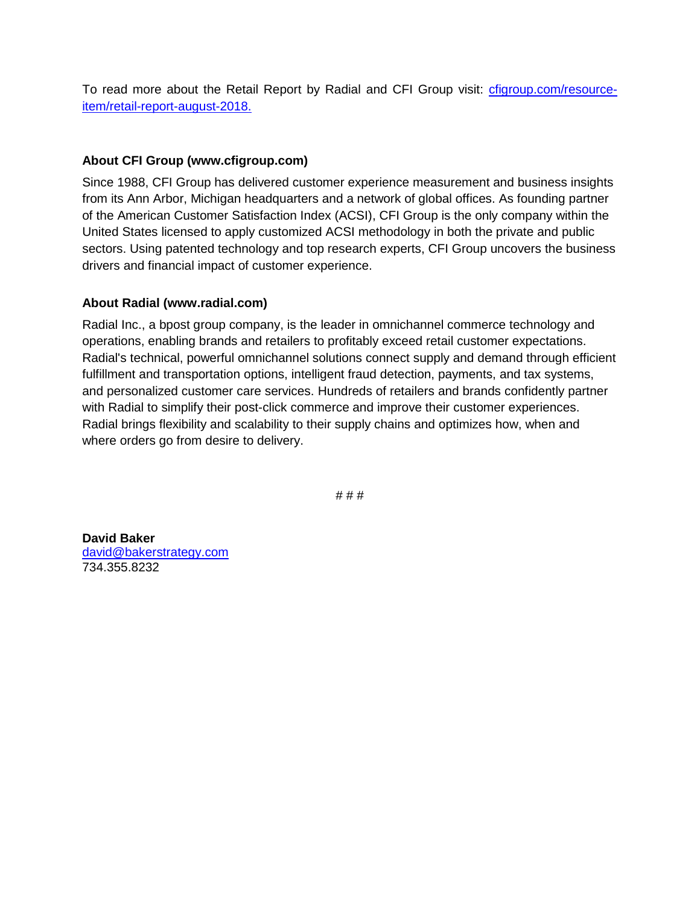To read more about the Retail Report by Radial and CFI Group visit: [cfigroup.com/resource-item/retail-report-august-2018.](cfigroup.com/resource-item/retail-report-august-2018)

**About CFI Group (www.cfigroup.com)**

Since 1988, CFI Group has delivered customer experience measurement and business insights from its Ann Arbor, Michigan headquarters and a network of global offices. As founding partner of the American Customer Satisfaction Index (ACSI), CFI Group is the only company within the United States licensed to apply customized ACSI methodology in both the private and public sectors. Using patented technology and top research experts, CFI Group uncovers the business drivers and financial impact of customer experience.

**About Radial (www.radial.com)**

Radial Inc., a bpost group company, is the leader in omnichannel commerce technology and operations, enabling brands and retailers to profitably exceed retail customer expectations. Radial's technical, powerful omnichannel solutions connect supply and demand through efficient fulfillment and transportation options, intelligent fraud detection, payments, and tax systems, and personalized customer care services. Hundreds of retailers and brands confidently partner with Radial to simplify their post-click commerce and improve their customer experiences. Radial brings flexibility and scalability to their supply chains and optimizes how, when and where orders go from desire to delivery.

# # #

**David Baker**
[david@bakerstrategy.com](mailto:david@bakerstrategy.com)
734.355.8232